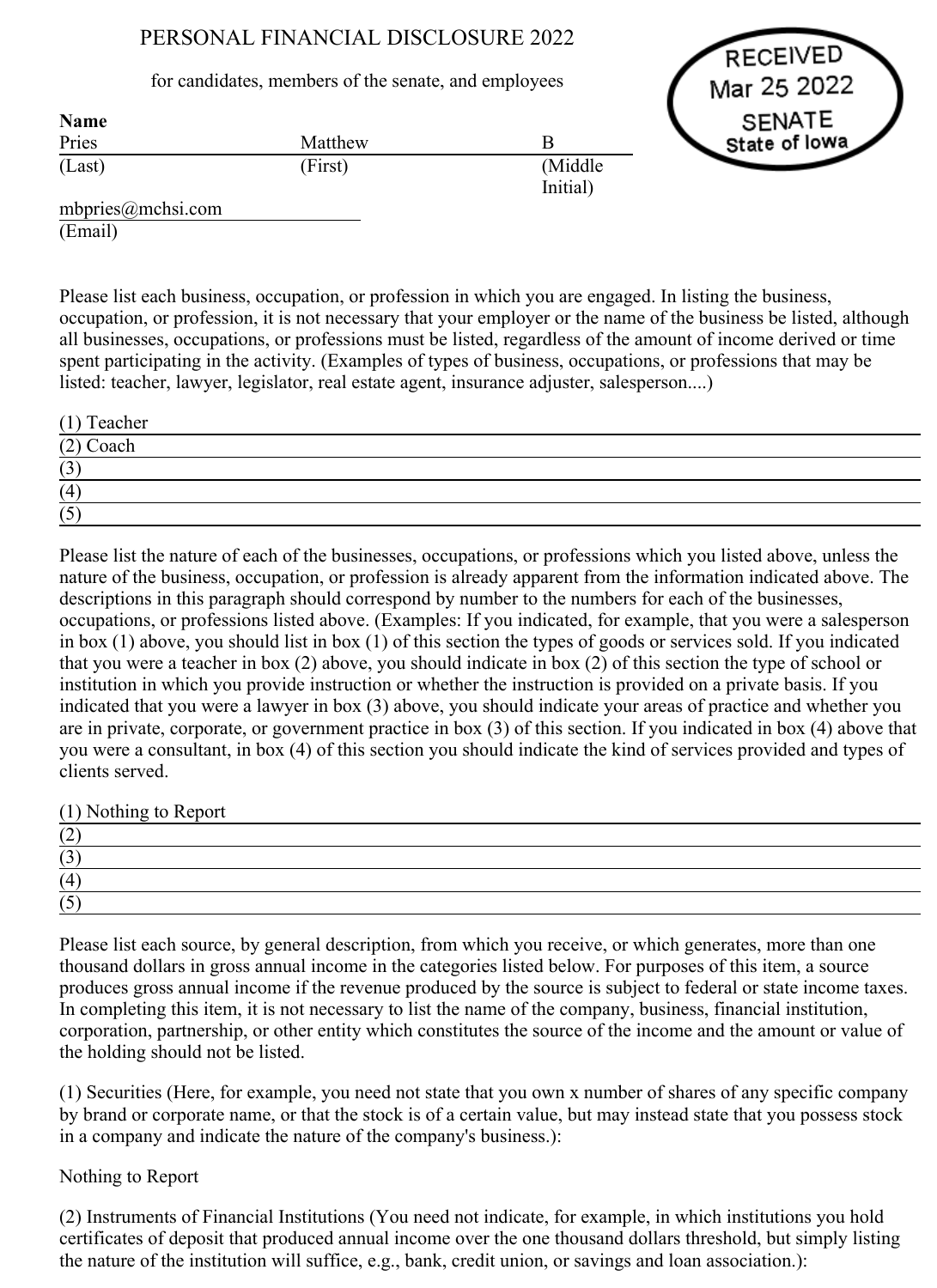# PERSONAL FINANCIAL DISCLOSURE 2022

for candidates, members of the senate, and employees

RECEIVED
Mar 25 2022
SENATE
State of Iowa

**Name**

| Pries | Matthew | B |
|---|---|---|
| (Last) | (First) | (Middle Initial) |

mbpries@mchsi.com
(Email)

Please list each business, occupation, or profession in which you are engaged. In listing the business, occupation, or profession, it is not necessary that your employer or the name of the business be listed, although all businesses, occupations, or professions must be listed, regardless of the amount of income derived or time spent participating in the activity. (Examples of types of business, occupations, or professions that may be listed: teacher, lawyer, legislator, real estate agent, insurance adjuster, salesperson....)

(1) Teacher
(2) Coach
(3)
(4)
(5)

Please list the nature of each of the businesses, occupations, or professions which you listed above, unless the nature of the business, occupation, or profession is already apparent from the information indicated above. The descriptions in this paragraph should correspond by number to the numbers for each of the businesses, occupations, or professions listed above. (Examples: If you indicated, for example, that you were a salesperson in box (1) above, you should list in box (1) of this section the types of goods or services sold. If you indicated that you were a teacher in box (2) above, you should indicate in box (2) of this section the type of school or institution in which you provide instruction or whether the instruction is provided on a private basis. If you indicated that you were a lawyer in box (3) above, you should indicate your areas of practice and whether you are in private, corporate, or government practice in box (3) of this section. If you indicated in box (4) above that you were a consultant, in box (4) of this section you should indicate the kind of services provided and types of clients served.

(1) Nothing to Report
(2)
(3)
(4)
(5)

Please list each source, by general description, from which you receive, or which generates, more than one thousand dollars in gross annual income in the categories listed below. For purposes of this item, a source produces gross annual income if the revenue produced by the source is subject to federal or state income taxes. In completing this item, it is not necessary to list the name of the company, business, financial institution, corporation, partnership, or other entity which constitutes the source of the income and the amount or value of the holding should not be listed.

(1) Securities (Here, for example, you need not state that you own x number of shares of any specific company by brand or corporate name, or that the stock is of a certain value, but may instead state that you possess stock in a company and indicate the nature of the company's business.):

Nothing to Report

(2) Instruments of Financial Institutions (You need not indicate, for example, in which institutions you hold certificates of deposit that produced annual income over the one thousand dollars threshold, but simply listing the nature of the institution will suffice, e.g., bank, credit union, or savings and loan association.):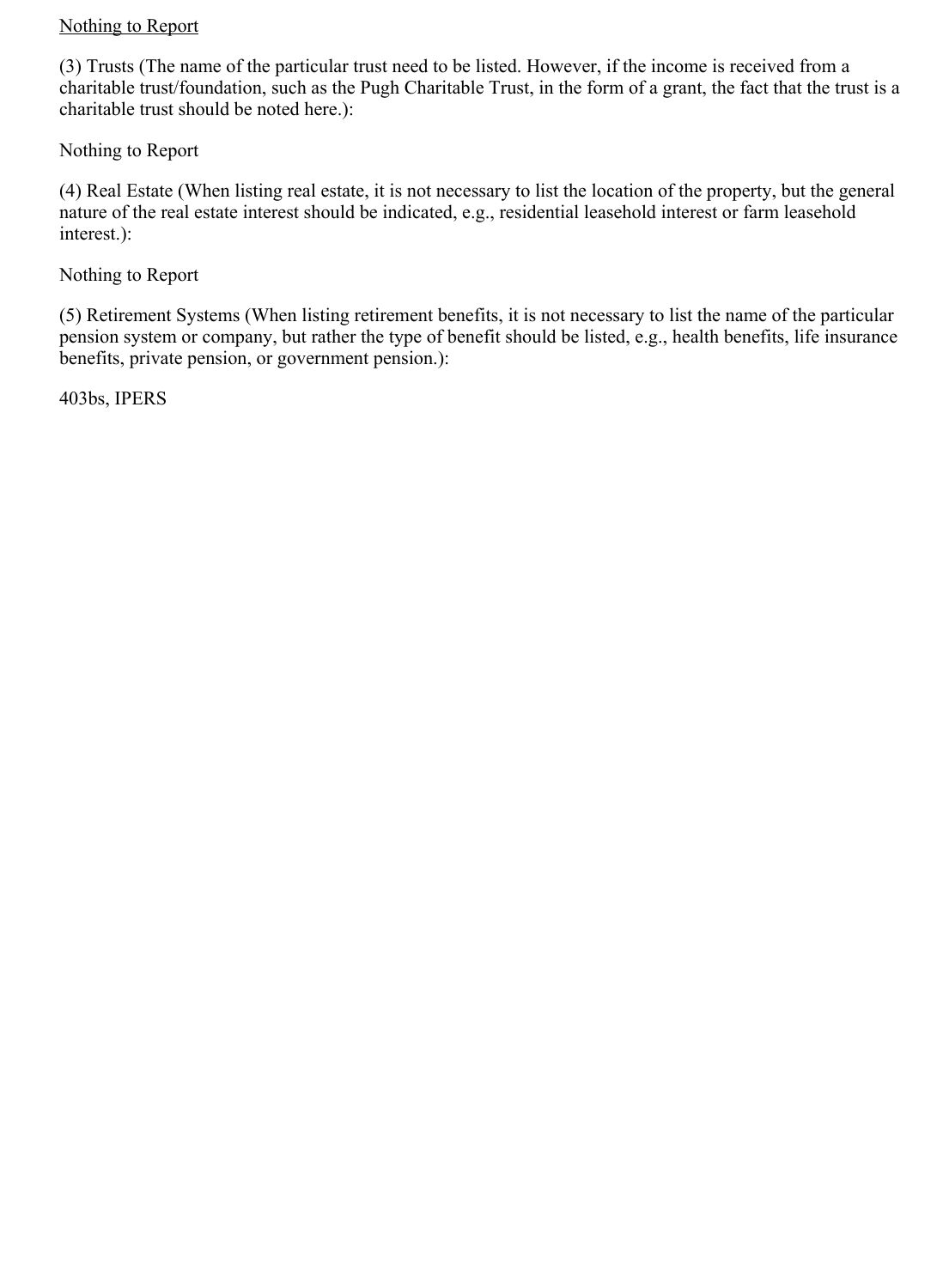<u>Nothing to Report</u>

(3) Trusts (The name of the particular trust need to be listed. However, if the income is received from a charitable trust/foundation, such as the Pugh Charitable Trust, in the form of a grant, the fact that the trust is a charitable trust should be noted here.):

Nothing to Report

(4) Real Estate (When listing real estate, it is not necessary to list the location of the property, but the general nature of the real estate interest should be indicated, e.g., residential leasehold interest or farm leasehold interest.):

Nothing to Report

(5) Retirement Systems (When listing retirement benefits, it is not necessary to list the name of the particular pension system or company, but rather the type of benefit should be listed, e.g., health benefits, life insurance benefits, private pension, or government pension.):

403bs, IPERS